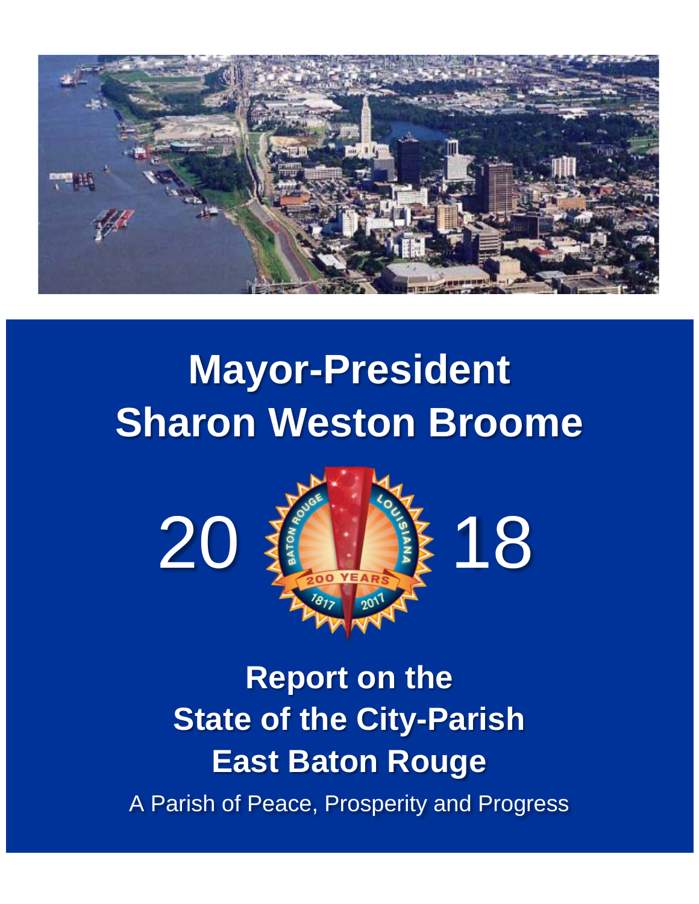# Mayor-President Sharon Weston Broome

# 2018

## Report on the State of the City-Parish East Baton Rouge

A Parish of Peace, Prosperity and Progress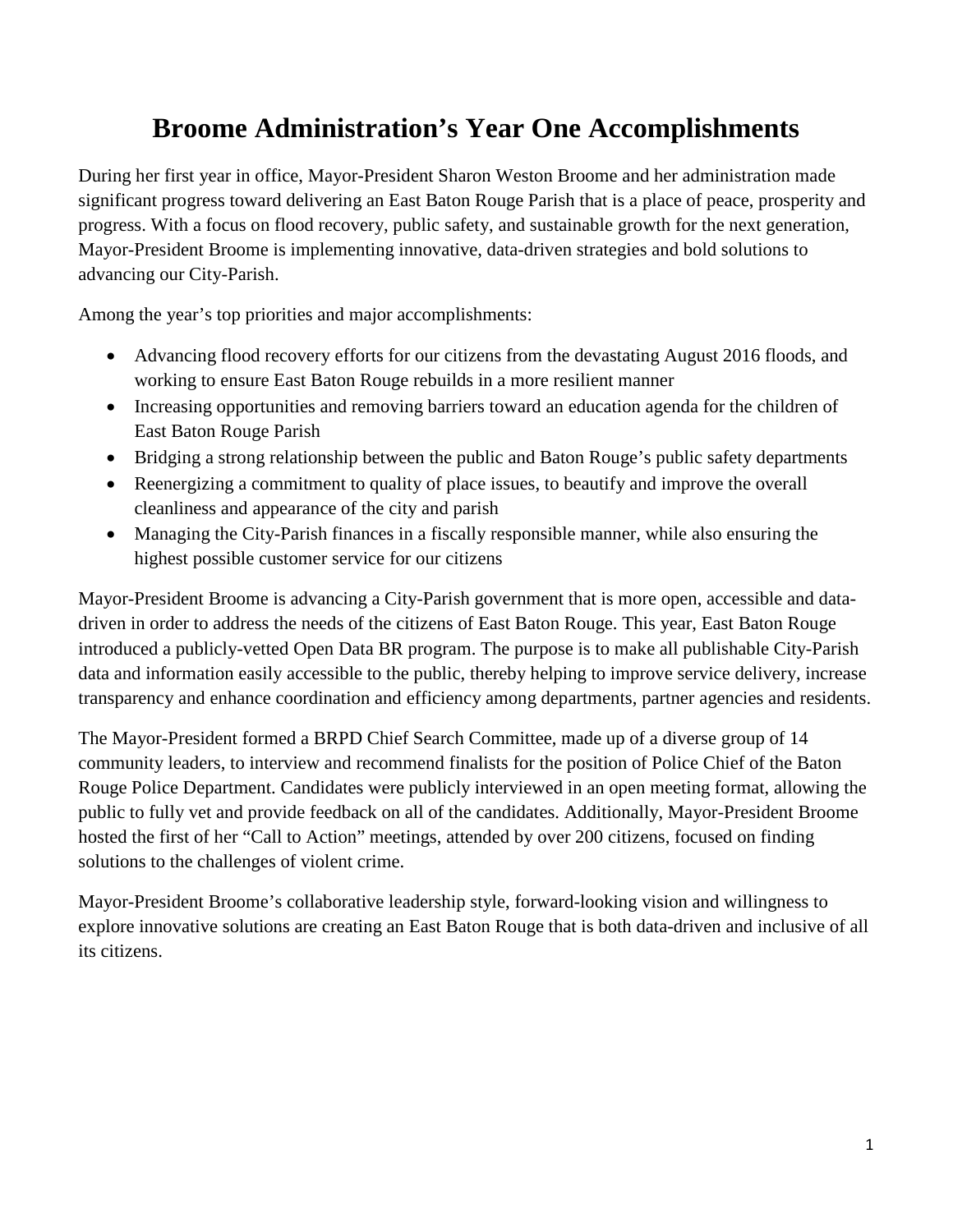# Broome Administration's Year One Accomplishments

During her first year in office, Mayor-President Sharon Weston Broome and her administration made significant progress toward delivering an East Baton Rouge Parish that is a place of peace, prosperity and progress. With a focus on flood recovery, public safety, and sustainable growth for the next generation, Mayor-President Broome is implementing innovative, data-driven strategies and bold solutions to advancing our City-Parish.

Among the year's top priorities and major accomplishments:

- Advancing flood recovery efforts for our citizens from the devastating August 2016 floods, and working to ensure East Baton Rouge rebuilds in a more resilient manner
- Increasing opportunities and removing barriers toward an education agenda for the children of East Baton Rouge Parish
- Bridging a strong relationship between the public and Baton Rouge's public safety departments
- Reenergizing a commitment to quality of place issues, to beautify and improve the overall cleanliness and appearance of the city and parish
- Managing the City-Parish finances in a fiscally responsible manner, while also ensuring the highest possible customer service for our citizens

Mayor-President Broome is advancing a City-Parish government that is more open, accessible and data-driven in order to address the needs of the citizens of East Baton Rouge. This year, East Baton Rouge introduced a publicly-vetted Open Data BR program. The purpose is to make all publishable City-Parish data and information easily accessible to the public, thereby helping to improve service delivery, increase transparency and enhance coordination and efficiency among departments, partner agencies and residents.

The Mayor-President formed a BRPD Chief Search Committee, made up of a diverse group of 14 community leaders, to interview and recommend finalists for the position of Police Chief of the Baton Rouge Police Department. Candidates were publicly interviewed in an open meeting format, allowing the public to fully vet and provide feedback on all of the candidates. Additionally, Mayor-President Broome hosted the first of her "Call to Action" meetings, attended by over 200 citizens, focused on finding solutions to the challenges of violent crime.

Mayor-President Broome's collaborative leadership style, forward-looking vision and willingness to explore innovative solutions are creating an East Baton Rouge that is both data-driven and inclusive of all its citizens.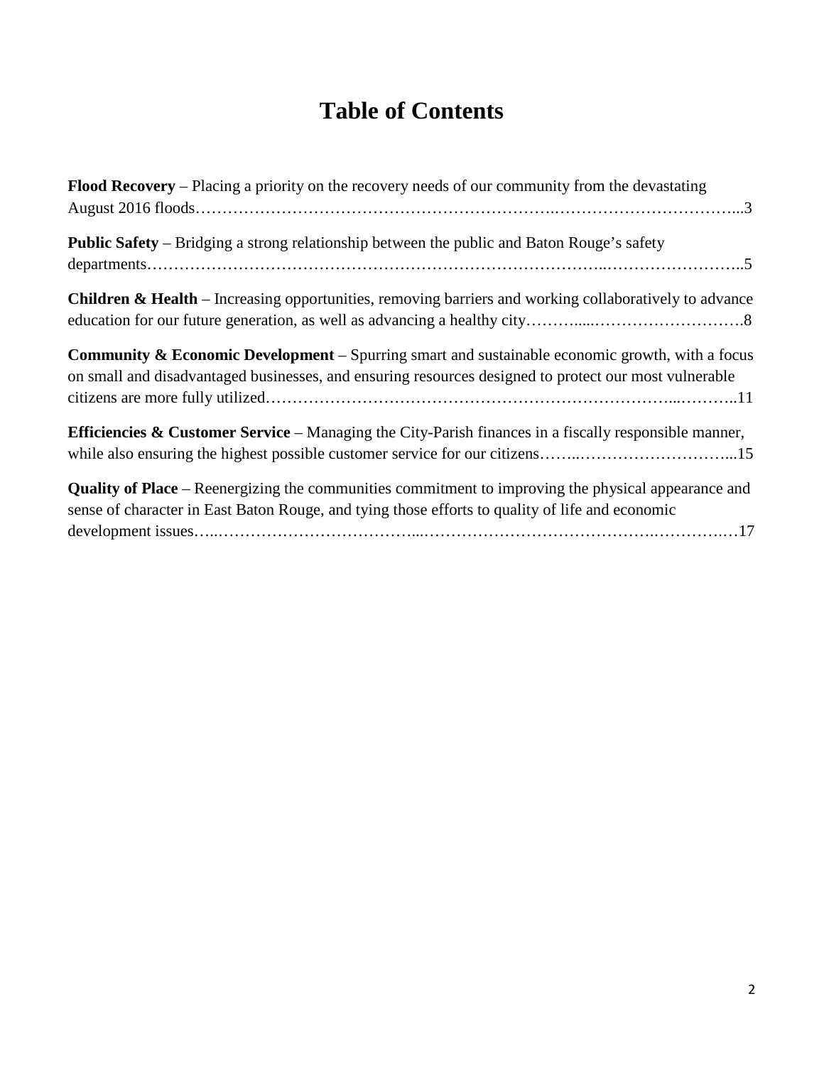# Table of Contents

**Flood Recovery** – Placing a priority on the recovery needs of our community from the devastating August 2016 floods……………………………………………………….……………………………...3

**Public Safety** – Bridging a strong relationship between the public and Baton Rouge's safety departments…………………………………………………………………………..……………………..5

**Children & Health** – Increasing opportunities, removing barriers and working collaboratively to advance education for our future generation, as well as advancing a healthy city………....……………………….8

**Community & Economic Development** – Spurring smart and sustainable economic growth, with a focus on small and disadvantaged businesses, and ensuring resources designed to protect our most vulnerable citizens are more fully utilized…………………………………………………………………...………..11

**Efficiencies & Customer Service** – Managing the City-Parish finances in a fiscally responsible manner, while also ensuring the highest possible customer service for our citizens……..………………………...15

**Quality of Place** – Reenergizing the communities commitment to improving the physical appearance and sense of character in East Baton Rouge, and tying those efforts to quality of life and economic development issues…..………………………………...…………………………………….………….…17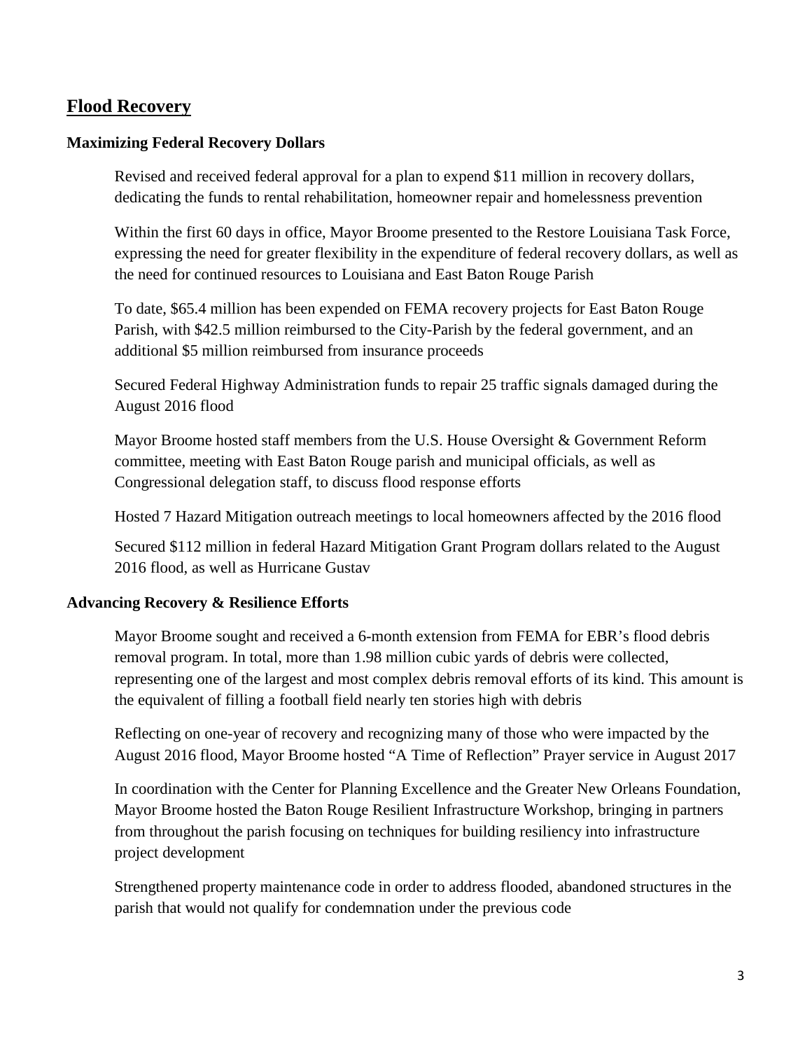## Flood Recovery

### Maximizing Federal Recovery Dollars

Revised and received federal approval for a plan to expend $11 million in recovery dollars, dedicating the funds to rental rehabilitation, homeowner repair and homelessness prevention

Within the first 60 days in office, Mayor Broome presented to the Restore Louisiana Task Force, expressing the need for greater flexibility in the expenditure of federal recovery dollars, as well as the need for continued resources to Louisiana and East Baton Rouge Parish

To date, $65.4 million has been expended on FEMA recovery projects for East Baton Rouge Parish, with $42.5 million reimbursed to the City-Parish by the federal government, and an additional $5 million reimbursed from insurance proceeds

Secured Federal Highway Administration funds to repair 25 traffic signals damaged during the August 2016 flood

Mayor Broome hosted staff members from the U.S. House Oversight & Government Reform committee, meeting with East Baton Rouge parish and municipal officials, as well as Congressional delegation staff, to discuss flood response efforts

Hosted 7 Hazard Mitigation outreach meetings to local homeowners affected by the 2016 flood

Secured $112 million in federal Hazard Mitigation Grant Program dollars related to the August 2016 flood, as well as Hurricane Gustav

### Advancing Recovery & Resilience Efforts

Mayor Broome sought and received a 6-month extension from FEMA for EBR's flood debris removal program. In total, more than 1.98 million cubic yards of debris were collected, representing one of the largest and most complex debris removal efforts of its kind. This amount is the equivalent of filling a football field nearly ten stories high with debris

Reflecting on one-year of recovery and recognizing many of those who were impacted by the August 2016 flood, Mayor Broome hosted "A Time of Reflection" Prayer service in August 2017

In coordination with the Center for Planning Excellence and the Greater New Orleans Foundation, Mayor Broome hosted the Baton Rouge Resilient Infrastructure Workshop, bringing in partners from throughout the parish focusing on techniques for building resiliency into infrastructure project development

Strengthened property maintenance code in order to address flooded, abandoned structures in the parish that would not qualify for condemnation under the previous code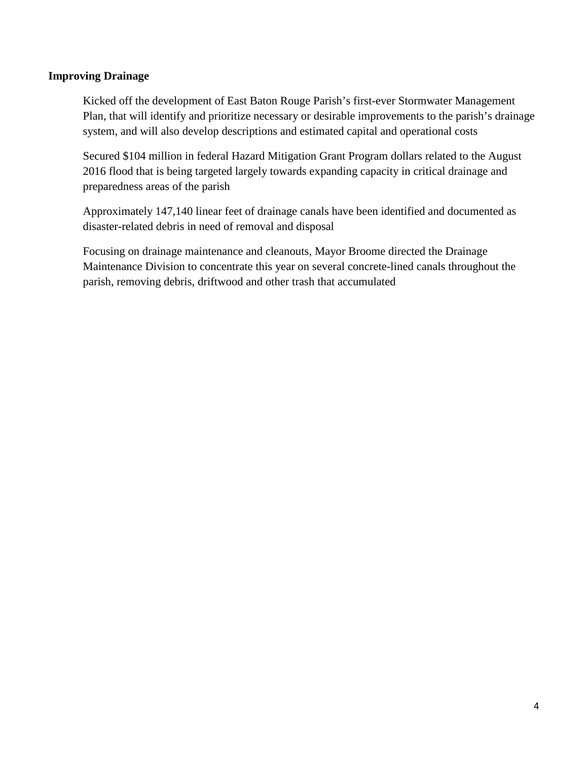**Improving Drainage**

Kicked off the development of East Baton Rouge Parish's first-ever Stormwater Management Plan, that will identify and prioritize necessary or desirable improvements to the parish's drainage system, and will also develop descriptions and estimated capital and operational costs

Secured $104 million in federal Hazard Mitigation Grant Program dollars related to the August 2016 flood that is being targeted largely towards expanding capacity in critical drainage and preparedness areas of the parish

Approximately 147,140 linear feet of drainage canals have been identified and documented as disaster-related debris in need of removal and disposal

Focusing on drainage maintenance and cleanouts, Mayor Broome directed the Drainage Maintenance Division to concentrate this year on several concrete-lined canals throughout the parish, removing debris, driftwood and other trash that accumulated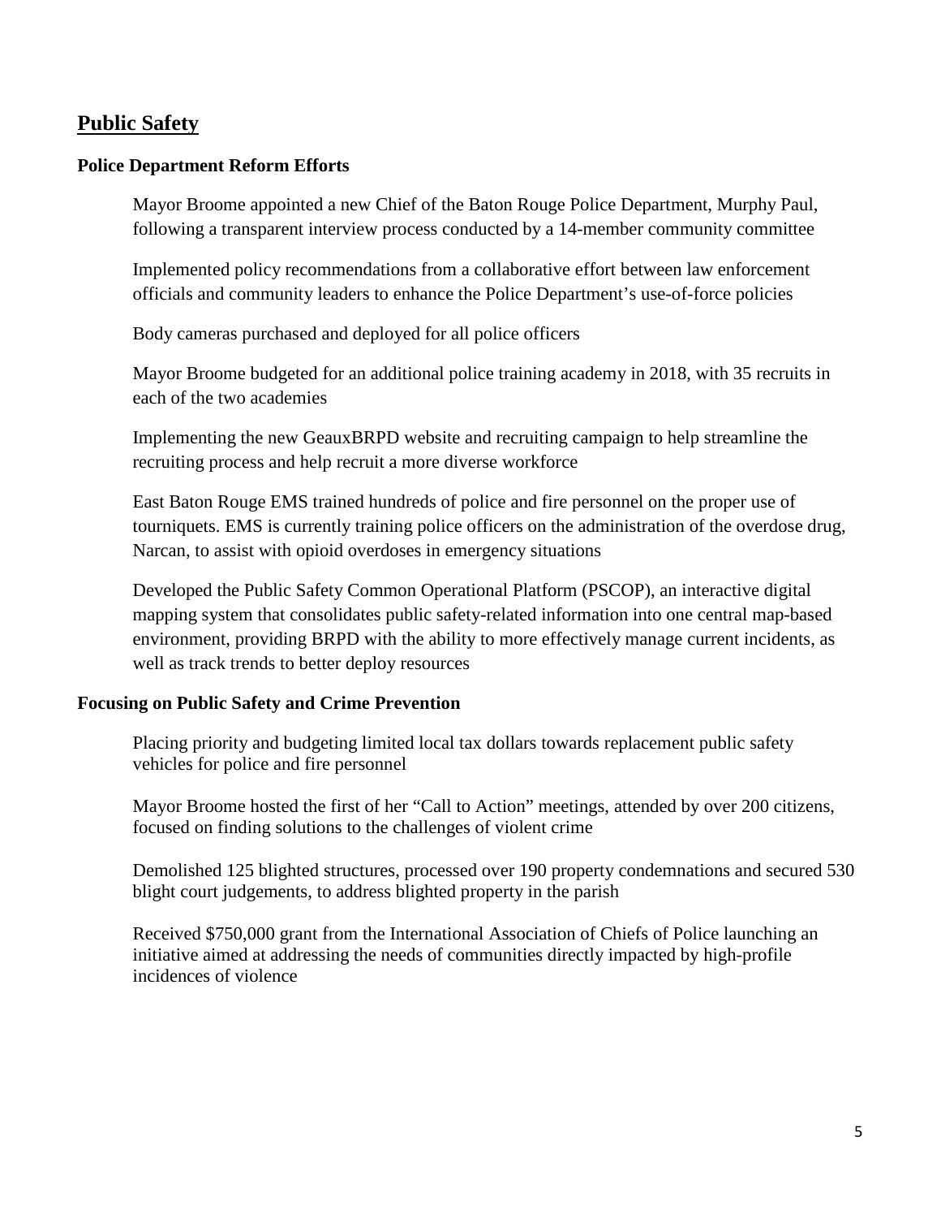## Public Safety

### Police Department Reform Efforts

Mayor Broome appointed a new Chief of the Baton Rouge Police Department, Murphy Paul, following a transparent interview process conducted by a 14-member community committee

Implemented policy recommendations from a collaborative effort between law enforcement officials and community leaders to enhance the Police Department's use-of-force policies

Body cameras purchased and deployed for all police officers

Mayor Broome budgeted for an additional police training academy in 2018, with 35 recruits in each of the two academies

Implementing the new GeauxBRPD website and recruiting campaign to help streamline the recruiting process and help recruit a more diverse workforce

East Baton Rouge EMS trained hundreds of police and fire personnel on the proper use of tourniquets. EMS is currently training police officers on the administration of the overdose drug, Narcan, to assist with opioid overdoses in emergency situations

Developed the Public Safety Common Operational Platform (PSCOP), an interactive digital mapping system that consolidates public safety-related information into one central map-based environment, providing BRPD with the ability to more effectively manage current incidents, as well as track trends to better deploy resources

### Focusing on Public Safety and Crime Prevention

Placing priority and budgeting limited local tax dollars towards replacement public safety vehicles for police and fire personnel

Mayor Broome hosted the first of her "Call to Action" meetings, attended by over 200 citizens, focused on finding solutions to the challenges of violent crime

Demolished 125 blighted structures, processed over 190 property condemnations and secured 530 blight court judgements, to address blighted property in the parish

Received $750,000 grant from the International Association of Chiefs of Police launching an initiative aimed at addressing the needs of communities directly impacted by high-profile incidences of violence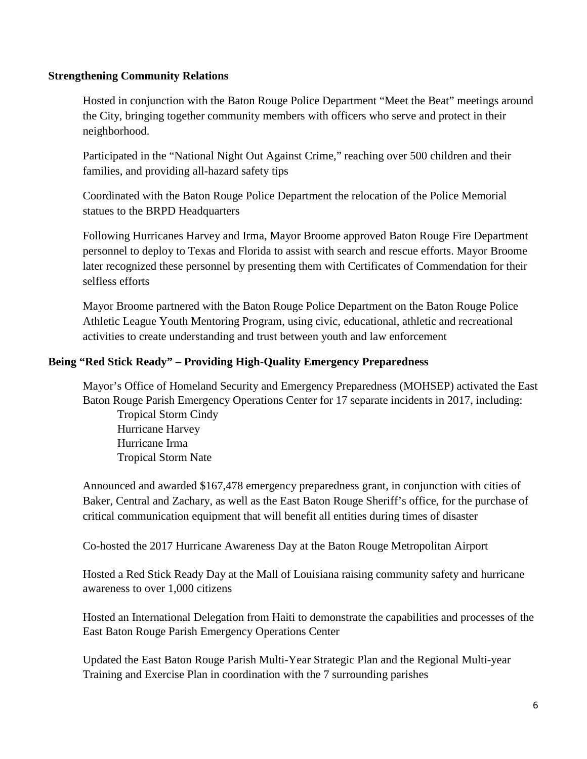**Strengthening Community Relations**

Hosted in conjunction with the Baton Rouge Police Department "Meet the Beat" meetings around the City, bringing together community members with officers who serve and protect in their neighborhood.

Participated in the "National Night Out Against Crime," reaching over 500 children and their families, and providing all-hazard safety tips

Coordinated with the Baton Rouge Police Department the relocation of the Police Memorial statues to the BRPD Headquarters

Following Hurricanes Harvey and Irma, Mayor Broome approved Baton Rouge Fire Department personnel to deploy to Texas and Florida to assist with search and rescue efforts. Mayor Broome later recognized these personnel by presenting them with Certificates of Commendation for their selfless efforts

Mayor Broome partnered with the Baton Rouge Police Department on the Baton Rouge Police Athletic League Youth Mentoring Program, using civic, educational, athletic and recreational activities to create understanding and trust between youth and law enforcement

**Being "Red Stick Ready" – Providing High-Quality Emergency Preparedness**

Mayor's Office of Homeland Security and Emergency Preparedness (MOHSEP) activated the East Baton Rouge Parish Emergency Operations Center for 17 separate incidents in 2017, including:

- Tropical Storm Cindy
- Hurricane Harvey
- Hurricane Irma
- Tropical Storm Nate

Announced and awarded $167,478 emergency preparedness grant, in conjunction with cities of Baker, Central and Zachary, as well as the East Baton Rouge Sheriff's office, for the purchase of critical communication equipment that will benefit all entities during times of disaster

Co-hosted the 2017 Hurricane Awareness Day at the Baton Rouge Metropolitan Airport

Hosted a Red Stick Ready Day at the Mall of Louisiana raising community safety and hurricane awareness to over 1,000 citizens

Hosted an International Delegation from Haiti to demonstrate the capabilities and processes of the East Baton Rouge Parish Emergency Operations Center

Updated the East Baton Rouge Parish Multi-Year Strategic Plan and the Regional Multi-year Training and Exercise Plan in coordination with the 7 surrounding parishes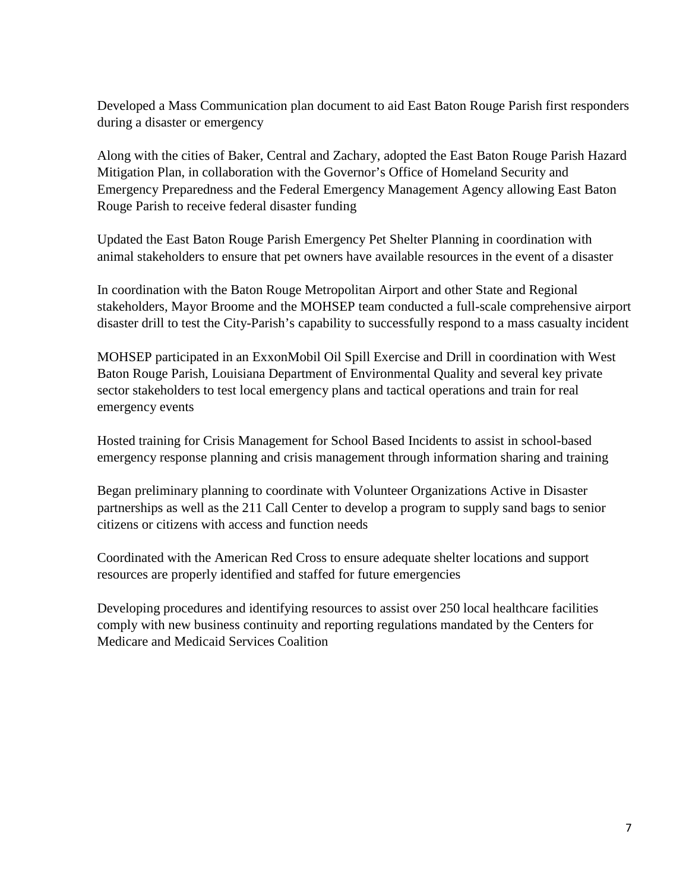Developed a Mass Communication plan document to aid East Baton Rouge Parish first responders during a disaster or emergency

Along with the cities of Baker, Central and Zachary, adopted the East Baton Rouge Parish Hazard Mitigation Plan, in collaboration with the Governor's Office of Homeland Security and Emergency Preparedness and the Federal Emergency Management Agency allowing East Baton Rouge Parish to receive federal disaster funding

Updated the East Baton Rouge Parish Emergency Pet Shelter Planning in coordination with animal stakeholders to ensure that pet owners have available resources in the event of a disaster

In coordination with the Baton Rouge Metropolitan Airport and other State and Regional stakeholders, Mayor Broome and the MOHSEP team conducted a full-scale comprehensive airport disaster drill to test the City-Parish's capability to successfully respond to a mass casualty incident

MOHSEP participated in an ExxonMobil Oil Spill Exercise and Drill in coordination with West Baton Rouge Parish, Louisiana Department of Environmental Quality and several key private sector stakeholders to test local emergency plans and tactical operations and train for real emergency events

Hosted training for Crisis Management for School Based Incidents to assist in school-based emergency response planning and crisis management through information sharing and training

Began preliminary planning to coordinate with Volunteer Organizations Active in Disaster partnerships as well as the 211 Call Center to develop a program to supply sand bags to senior citizens or citizens with access and function needs

Coordinated with the American Red Cross to ensure adequate shelter locations and support resources are properly identified and staffed for future emergencies

Developing procedures and identifying resources to assist over 250 local healthcare facilities comply with new business continuity and reporting regulations mandated by the Centers for Medicare and Medicaid Services Coalition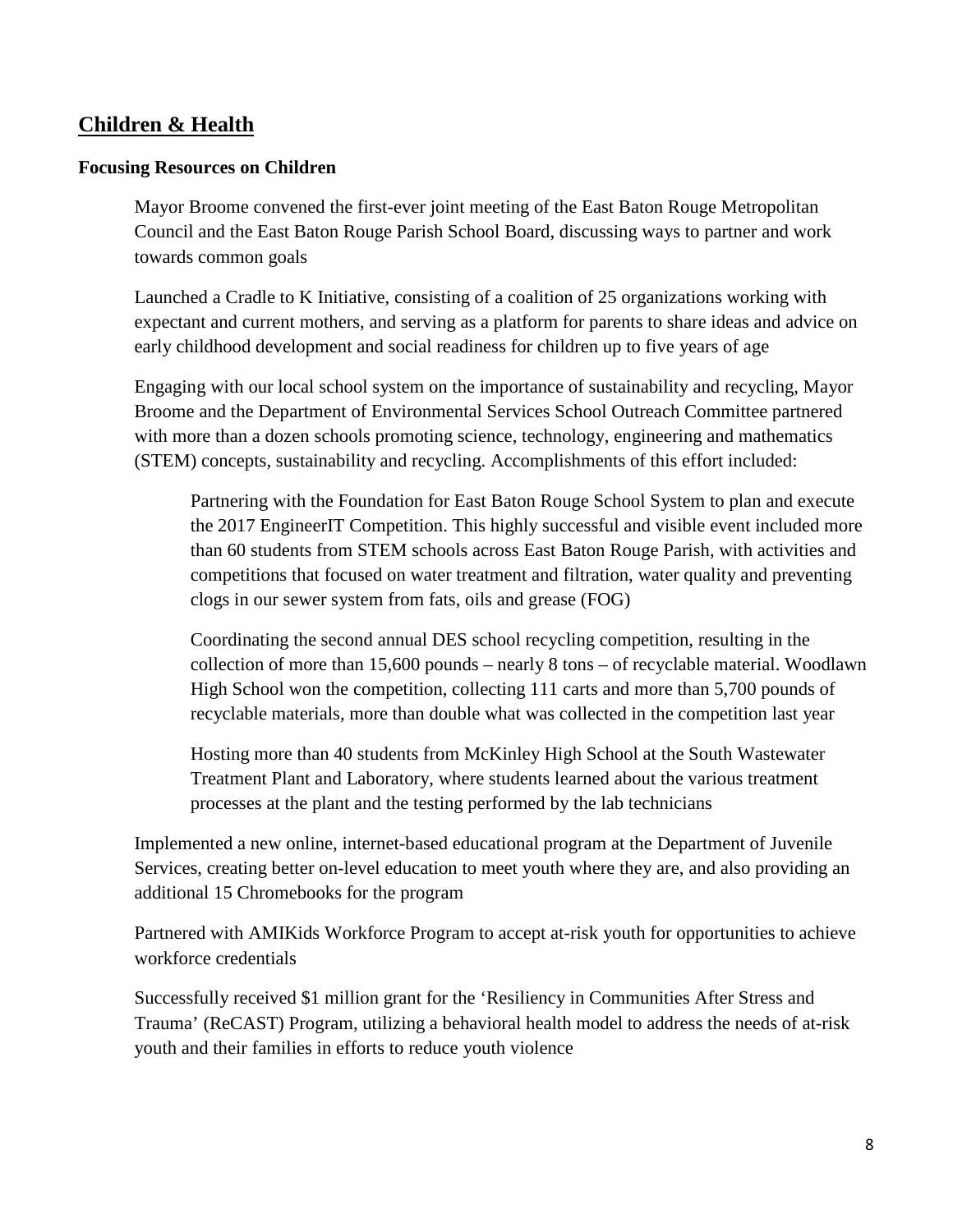## Children & Health

### Focusing Resources on Children

Mayor Broome convened the first-ever joint meeting of the East Baton Rouge Metropolitan Council and the East Baton Rouge Parish School Board, discussing ways to partner and work towards common goals

Launched a Cradle to K Initiative, consisting of a coalition of 25 organizations working with expectant and current mothers, and serving as a platform for parents to share ideas and advice on early childhood development and social readiness for children up to five years of age

Engaging with our local school system on the importance of sustainability and recycling, Mayor Broome and the Department of Environmental Services School Outreach Committee partnered with more than a dozen schools promoting science, technology, engineering and mathematics (STEM) concepts, sustainability and recycling. Accomplishments of this effort included:

> Partnering with the Foundation for East Baton Rouge School System to plan and execute the 2017 EngineerIT Competition. This highly successful and visible event included more than 60 students from STEM schools across East Baton Rouge Parish, with activities and competitions that focused on water treatment and filtration, water quality and preventing clogs in our sewer system from fats, oils and grease (FOG)
>
> Coordinating the second annual DES school recycling competition, resulting in the collection of more than 15,600 pounds – nearly 8 tons – of recyclable material. Woodlawn High School won the competition, collecting 111 carts and more than 5,700 pounds of recyclable materials, more than double what was collected in the competition last year
>
> Hosting more than 40 students from McKinley High School at the South Wastewater Treatment Plant and Laboratory, where students learned about the various treatment processes at the plant and the testing performed by the lab technicians

Implemented a new online, internet-based educational program at the Department of Juvenile Services, creating better on-level education to meet youth where they are, and also providing an additional 15 Chromebooks for the program

Partnered with AMIKids Workforce Program to accept at-risk youth for opportunities to achieve workforce credentials

Successfully received $1 million grant for the 'Resiliency in Communities After Stress and Trauma' (ReCAST) Program, utilizing a behavioral health model to address the needs of at-risk youth and their families in efforts to reduce youth violence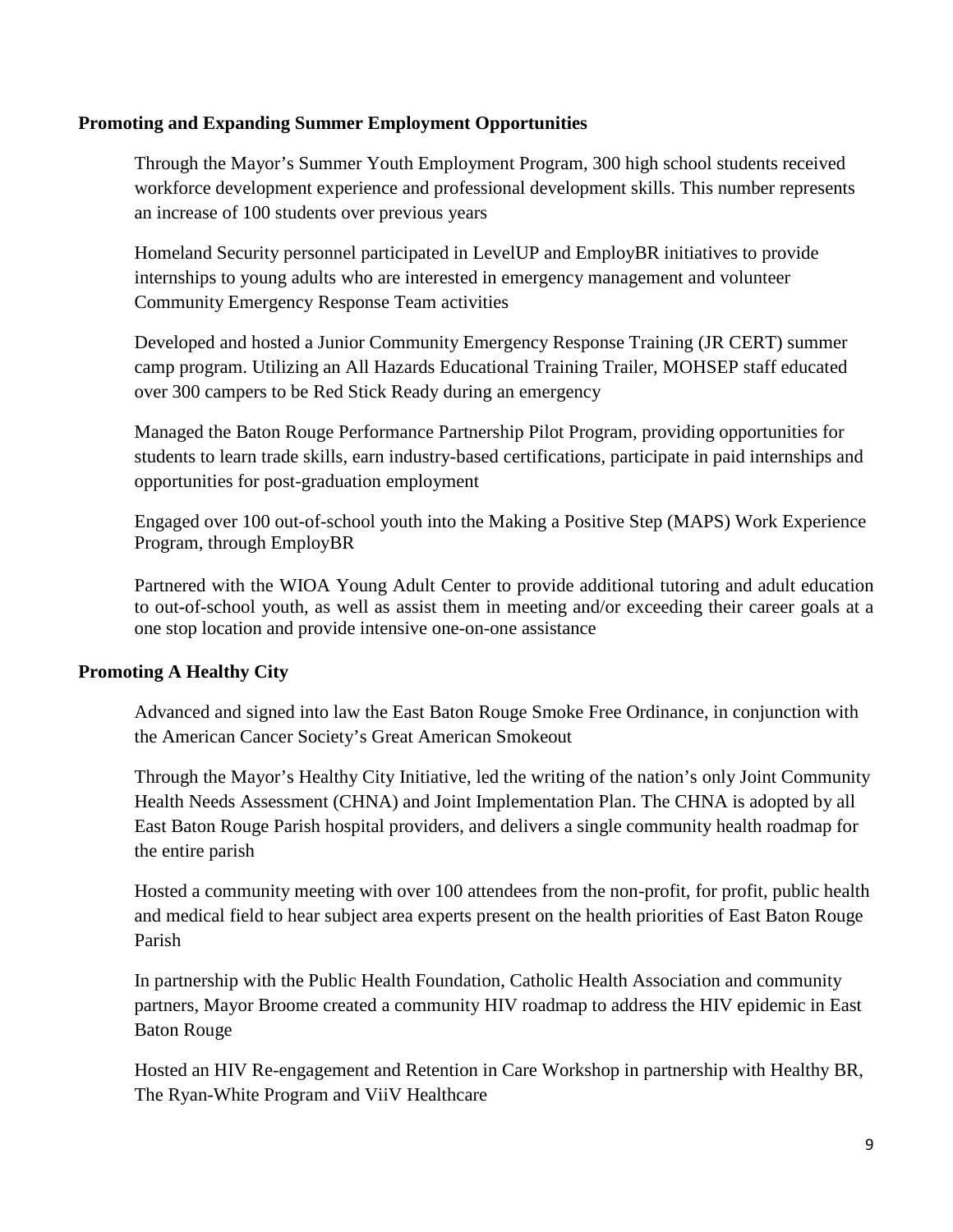**Promoting and Expanding Summer Employment Opportunities**

Through the Mayor's Summer Youth Employment Program, 300 high school students received workforce development experience and professional development skills. This number represents an increase of 100 students over previous years

Homeland Security personnel participated in LevelUP and EmployBR initiatives to provide internships to young adults who are interested in emergency management and volunteer Community Emergency Response Team activities

Developed and hosted a Junior Community Emergency Response Training (JR CERT) summer camp program. Utilizing an All Hazards Educational Training Trailer, MOHSEP staff educated over 300 campers to be Red Stick Ready during an emergency

Managed the Baton Rouge Performance Partnership Pilot Program, providing opportunities for students to learn trade skills, earn industry-based certifications, participate in paid internships and opportunities for post-graduation employment

Engaged over 100 out-of-school youth into the Making a Positive Step (MAPS) Work Experience Program, through EmployBR

Partnered with the WIOA Young Adult Center to provide additional tutoring and adult education to out-of-school youth, as well as assist them in meeting and/or exceeding their career goals at a one stop location and provide intensive one-on-one assistance

**Promoting A Healthy City**

Advanced and signed into law the East Baton Rouge Smoke Free Ordinance, in conjunction with the American Cancer Society's Great American Smokeout

Through the Mayor's Healthy City Initiative, led the writing of the nation's only Joint Community Health Needs Assessment (CHNA) and Joint Implementation Plan. The CHNA is adopted by all East Baton Rouge Parish hospital providers, and delivers a single community health roadmap for the entire parish

Hosted a community meeting with over 100 attendees from the non-profit, for profit, public health and medical field to hear subject area experts present on the health priorities of East Baton Rouge Parish

In partnership with the Public Health Foundation, Catholic Health Association and community partners, Mayor Broome created a community HIV roadmap to address the HIV epidemic in East Baton Rouge

Hosted an HIV Re-engagement and Retention in Care Workshop in partnership with Healthy BR, The Ryan-White Program and ViiV Healthcare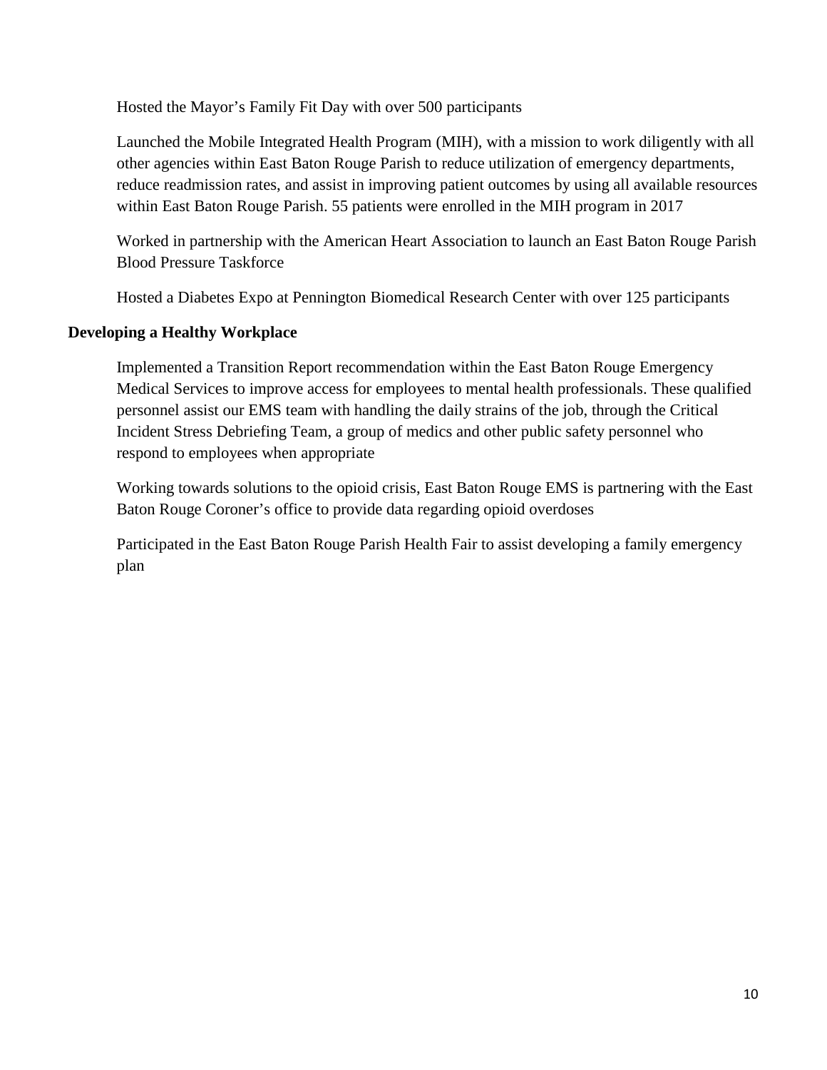Hosted the Mayor's Family Fit Day with over 500 participants

Launched the Mobile Integrated Health Program (MIH), with a mission to work diligently with all other agencies within East Baton Rouge Parish to reduce utilization of emergency departments, reduce readmission rates, and assist in improving patient outcomes by using all available resources within East Baton Rouge Parish. 55 patients were enrolled in the MIH program in 2017

Worked in partnership with the American Heart Association to launch an East Baton Rouge Parish Blood Pressure Taskforce

Hosted a Diabetes Expo at Pennington Biomedical Research Center with over 125 participants

**Developing a Healthy Workplace**

Implemented a Transition Report recommendation within the East Baton Rouge Emergency Medical Services to improve access for employees to mental health professionals. These qualified personnel assist our EMS team with handling the daily strains of the job, through the Critical Incident Stress Debriefing Team, a group of medics and other public safety personnel who respond to employees when appropriate

Working towards solutions to the opioid crisis, East Baton Rouge EMS is partnering with the East Baton Rouge Coroner's office to provide data regarding opioid overdoses

Participated in the East Baton Rouge Parish Health Fair to assist developing a family emergency plan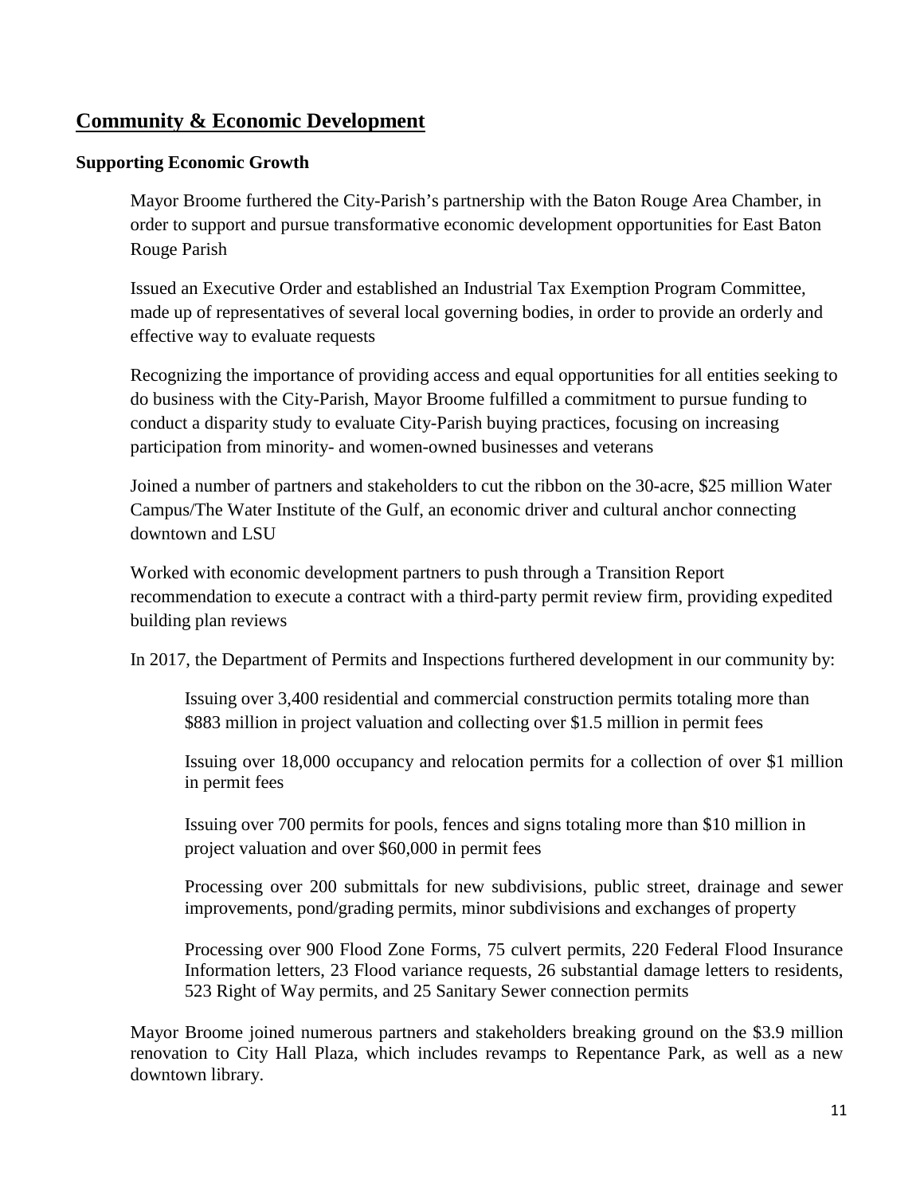## Community & Economic Development

### Supporting Economic Growth

Mayor Broome furthered the City-Parish's partnership with the Baton Rouge Area Chamber, in order to support and pursue transformative economic development opportunities for East Baton Rouge Parish

Issued an Executive Order and established an Industrial Tax Exemption Program Committee, made up of representatives of several local governing bodies, in order to provide an orderly and effective way to evaluate requests

Recognizing the importance of providing access and equal opportunities for all entities seeking to do business with the City-Parish, Mayor Broome fulfilled a commitment to pursue funding to conduct a disparity study to evaluate City-Parish buying practices, focusing on increasing participation from minority- and women-owned businesses and veterans

Joined a number of partners and stakeholders to cut the ribbon on the 30-acre, $25 million Water Campus/The Water Institute of the Gulf, an economic driver and cultural anchor connecting downtown and LSU

Worked with economic development partners to push through a Transition Report recommendation to execute a contract with a third-party permit review firm, providing expedited building plan reviews

In 2017, the Department of Permits and Inspections furthered development in our community by:

> Issuing over 3,400 residential and commercial construction permits totaling more than $883 million in project valuation and collecting over $1.5 million in permit fees
>
> Issuing over 18,000 occupancy and relocation permits for a collection of over $1 million in permit fees
>
> Issuing over 700 permits for pools, fences and signs totaling more than $10 million in project valuation and over $60,000 in permit fees
>
> Processing over 200 submittals for new subdivisions, public street, drainage and sewer improvements, pond/grading permits, minor subdivisions and exchanges of property
>
> Processing over 900 Flood Zone Forms, 75 culvert permits, 220 Federal Flood Insurance Information letters, 23 Flood variance requests, 26 substantial damage letters to residents, 523 Right of Way permits, and 25 Sanitary Sewer connection permits

Mayor Broome joined numerous partners and stakeholders breaking ground on the $3.9 million renovation to City Hall Plaza, which includes revamps to Repentance Park, as well as a new downtown library.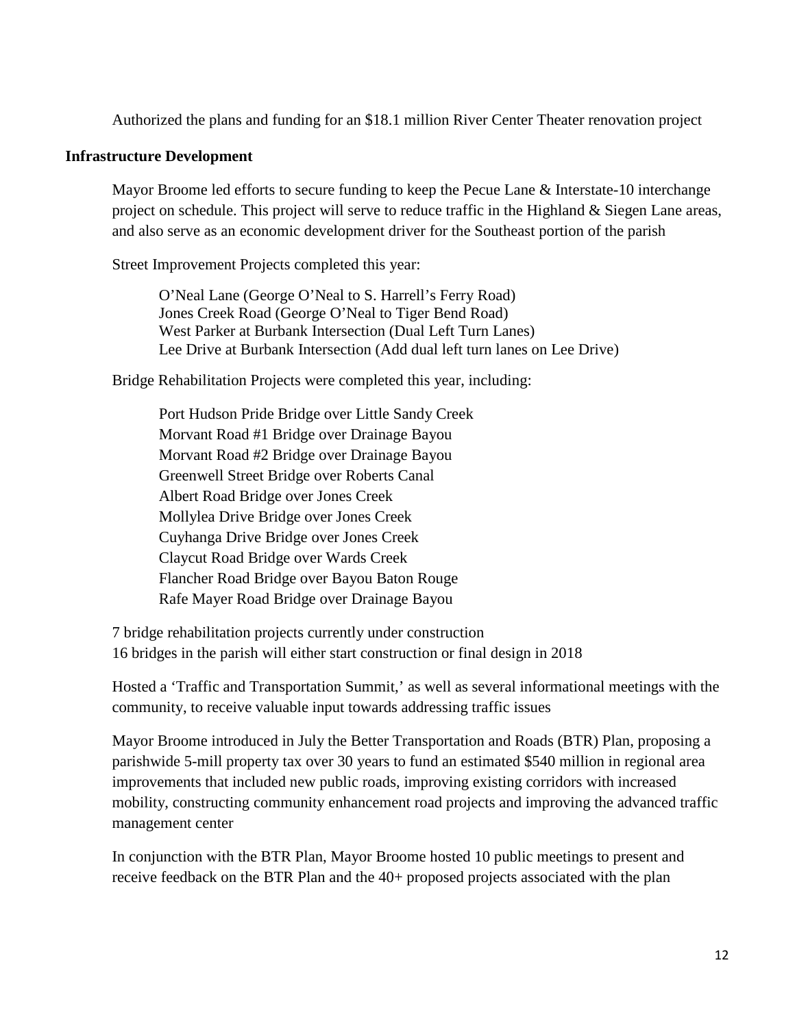Authorized the plans and funding for an $18.1 million River Center Theater renovation project

**Infrastructure Development**

Mayor Broome led efforts to secure funding to keep the Pecue Lane & Interstate-10 interchange project on schedule. This project will serve to reduce traffic in the Highland & Siegen Lane areas, and also serve as an economic development driver for the Southeast portion of the parish

Street Improvement Projects completed this year:

O'Neal Lane (George O'Neal to S. Harrell's Ferry Road)
Jones Creek Road (George O'Neal to Tiger Bend Road)
West Parker at Burbank Intersection (Dual Left Turn Lanes)
Lee Drive at Burbank Intersection (Add dual left turn lanes on Lee Drive)

Bridge Rehabilitation Projects were completed this year, including:

Port Hudson Pride Bridge over Little Sandy Creek
Morvant Road #1 Bridge over Drainage Bayou
Morvant Road #2 Bridge over Drainage Bayou
Greenwell Street Bridge over Roberts Canal
Albert Road Bridge over Jones Creek
Mollylea Drive Bridge over Jones Creek
Cuyhanga Drive Bridge over Jones Creek
Claycut Road Bridge over Wards Creek
Flancher Road Bridge over Bayou Baton Rouge
Rafe Mayer Road Bridge over Drainage Bayou

7 bridge rehabilitation projects currently under construction
16 bridges in the parish will either start construction or final design in 2018

Hosted a 'Traffic and Transportation Summit,' as well as several informational meetings with the community, to receive valuable input towards addressing traffic issues

Mayor Broome introduced in July the Better Transportation and Roads (BTR) Plan, proposing a parishwide 5-mill property tax over 30 years to fund an estimated $540 million in regional area improvements that included new public roads, improving existing corridors with increased mobility, constructing community enhancement road projects and improving the advanced traffic management center

In conjunction with the BTR Plan, Mayor Broome hosted 10 public meetings to present and receive feedback on the BTR Plan and the 40+ proposed projects associated with the plan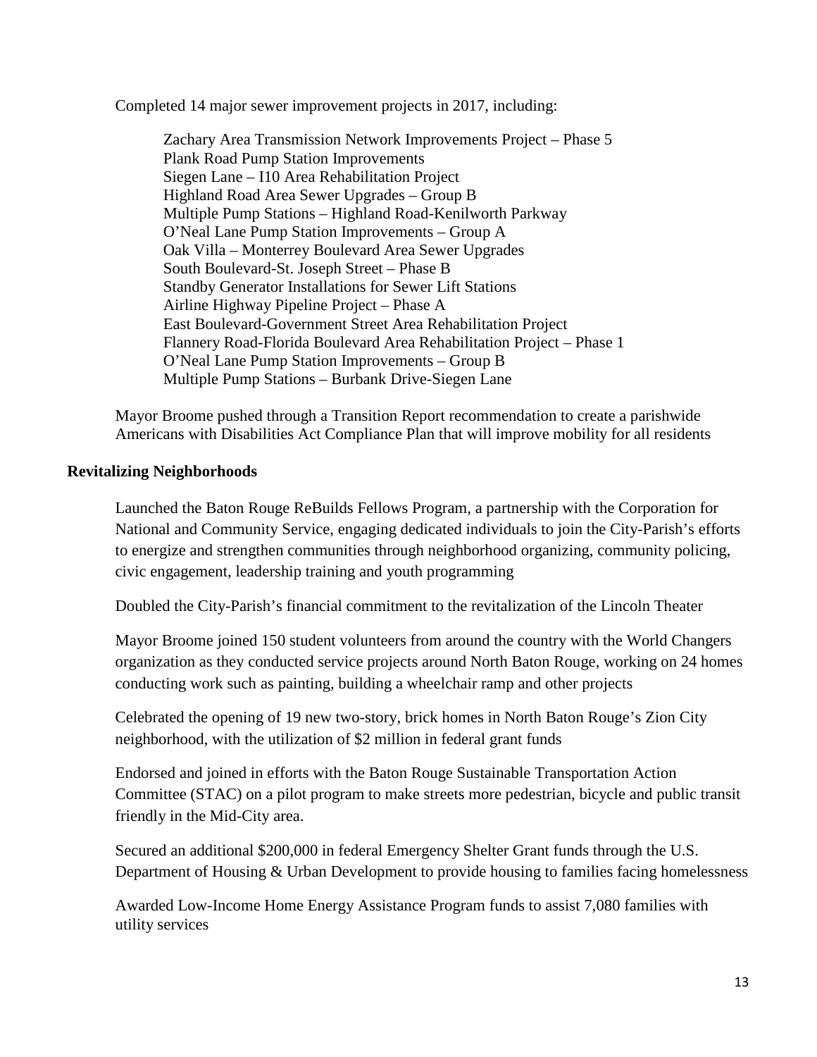Completed 14 major sewer improvement projects in 2017, including:

- Zachary Area Transmission Network Improvements Project – Phase 5
- Plank Road Pump Station Improvements
- Siegen Lane – I10 Area Rehabilitation Project
- Highland Road Area Sewer Upgrades – Group B
- Multiple Pump Stations – Highland Road-Kenilworth Parkway
- O'Neal Lane Pump Station Improvements – Group A
- Oak Villa – Monterrey Boulevard Area Sewer Upgrades
- South Boulevard-St. Joseph Street – Phase B
- Standby Generator Installations for Sewer Lift Stations
- Airline Highway Pipeline Project – Phase A
- East Boulevard-Government Street Area Rehabilitation Project
- Flannery Road-Florida Boulevard Area Rehabilitation Project – Phase 1
- O'Neal Lane Pump Station Improvements – Group B
- Multiple Pump Stations – Burbank Drive-Siegen Lane

Mayor Broome pushed through a Transition Report recommendation to create a parishwide Americans with Disabilities Act Compliance Plan that will improve mobility for all residents

**Revitalizing Neighborhoods**

Launched the Baton Rouge ReBuilds Fellows Program, a partnership with the Corporation for National and Community Service, engaging dedicated individuals to join the City-Parish's efforts to energize and strengthen communities through neighborhood organizing, community policing, civic engagement, leadership training and youth programming

Doubled the City-Parish's financial commitment to the revitalization of the Lincoln Theater

Mayor Broome joined 150 student volunteers from around the country with the World Changers organization as they conducted service projects around North Baton Rouge, working on 24 homes conducting work such as painting, building a wheelchair ramp and other projects

Celebrated the opening of 19 new two-story, brick homes in North Baton Rouge's Zion City neighborhood, with the utilization of $2 million in federal grant funds

Endorsed and joined in efforts with the Baton Rouge Sustainable Transportation Action Committee (STAC) on a pilot program to make streets more pedestrian, bicycle and public transit friendly in the Mid-City area.

Secured an additional $200,000 in federal Emergency Shelter Grant funds through the U.S. Department of Housing & Urban Development to provide housing to families facing homelessness

Awarded Low-Income Home Energy Assistance Program funds to assist 7,080 families with utility services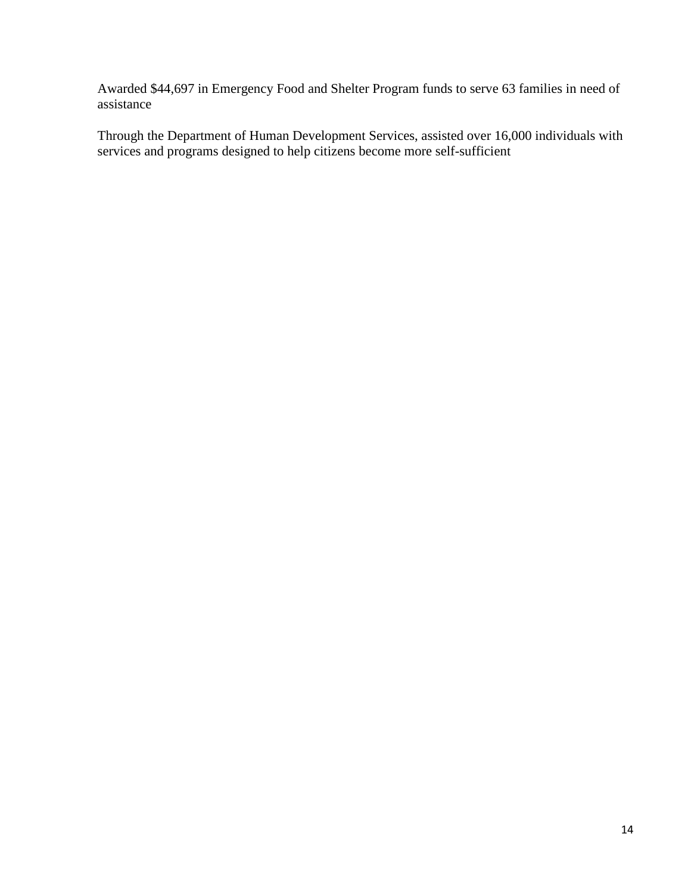Awarded $44,697 in Emergency Food and Shelter Program funds to serve 63 families in need of assistance

Through the Department of Human Development Services, assisted over 16,000 individuals with services and programs designed to help citizens become more self-sufficient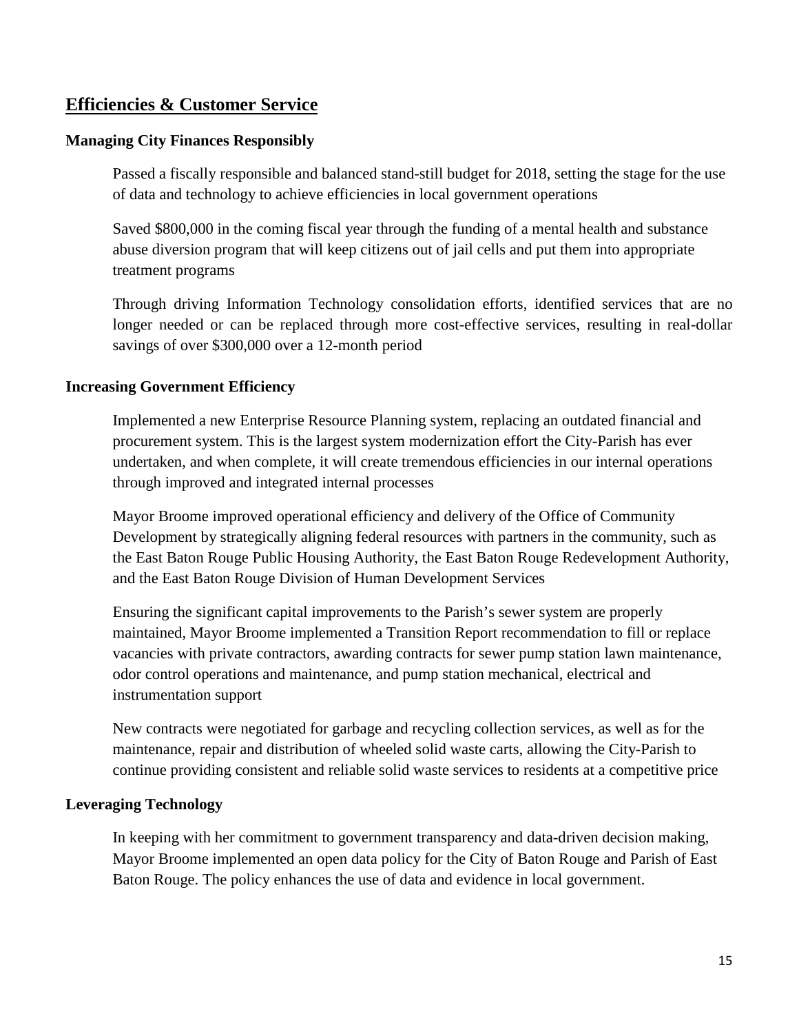## Efficiencies & Customer Service

### Managing City Finances Responsibly

Passed a fiscally responsible and balanced stand-still budget for 2018, setting the stage for the use of data and technology to achieve efficiencies in local government operations

Saved $800,000 in the coming fiscal year through the funding of a mental health and substance abuse diversion program that will keep citizens out of jail cells and put them into appropriate treatment programs

Through driving Information Technology consolidation efforts, identified services that are no longer needed or can be replaced through more cost-effective services, resulting in real-dollar savings of over $300,000 over a 12-month period

### Increasing Government Efficiency

Implemented a new Enterprise Resource Planning system, replacing an outdated financial and procurement system. This is the largest system modernization effort the City-Parish has ever undertaken, and when complete, it will create tremendous efficiencies in our internal operations through improved and integrated internal processes

Mayor Broome improved operational efficiency and delivery of the Office of Community Development by strategically aligning federal resources with partners in the community, such as the East Baton Rouge Public Housing Authority, the East Baton Rouge Redevelopment Authority, and the East Baton Rouge Division of Human Development Services

Ensuring the significant capital improvements to the Parish's sewer system are properly maintained, Mayor Broome implemented a Transition Report recommendation to fill or replace vacancies with private contractors, awarding contracts for sewer pump station lawn maintenance, odor control operations and maintenance, and pump station mechanical, electrical and instrumentation support

New contracts were negotiated for garbage and recycling collection services, as well as for the maintenance, repair and distribution of wheeled solid waste carts, allowing the City-Parish to continue providing consistent and reliable solid waste services to residents at a competitive price

### Leveraging Technology

In keeping with her commitment to government transparency and data-driven decision making, Mayor Broome implemented an open data policy for the City of Baton Rouge and Parish of East Baton Rouge. The policy enhances the use of data and evidence in local government.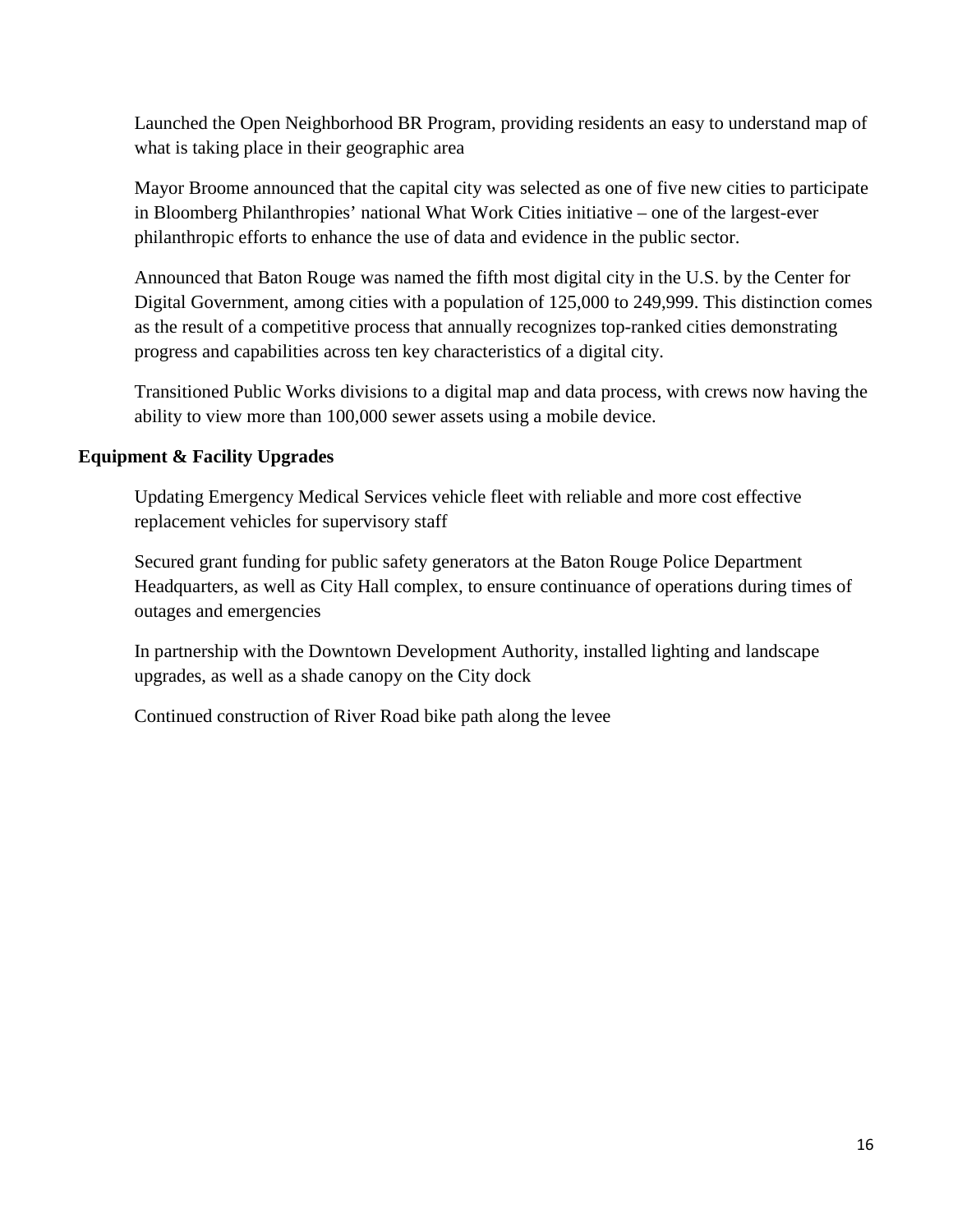Launched the Open Neighborhood BR Program, providing residents an easy to understand map of what is taking place in their geographic area

Mayor Broome announced that the capital city was selected as one of five new cities to participate in Bloomberg Philanthropies' national What Work Cities initiative – one of the largest-ever philanthropic efforts to enhance the use of data and evidence in the public sector.

Announced that Baton Rouge was named the fifth most digital city in the U.S. by the Center for Digital Government, among cities with a population of 125,000 to 249,999. This distinction comes as the result of a competitive process that annually recognizes top-ranked cities demonstrating progress and capabilities across ten key characteristics of a digital city.

Transitioned Public Works divisions to a digital map and data process, with crews now having the ability to view more than 100,000 sewer assets using a mobile device.

**Equipment & Facility Upgrades**

Updating Emergency Medical Services vehicle fleet with reliable and more cost effective replacement vehicles for supervisory staff

Secured grant funding for public safety generators at the Baton Rouge Police Department Headquarters, as well as City Hall complex, to ensure continuance of operations during times of outages and emergencies

In partnership with the Downtown Development Authority, installed lighting and landscape upgrades, as well as a shade canopy on the City dock

Continued construction of River Road bike path along the levee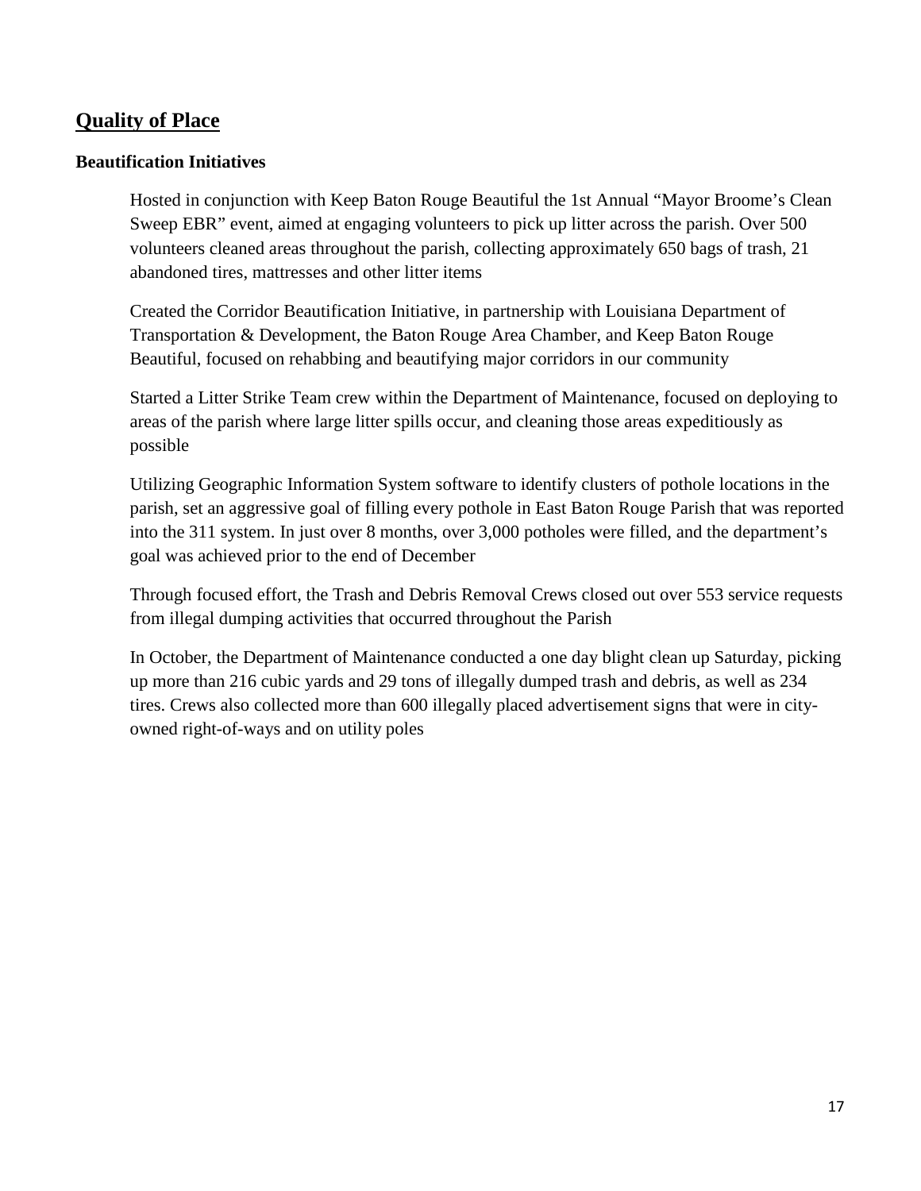## Quality of Place

### Beautification Initiatives

Hosted in conjunction with Keep Baton Rouge Beautiful the 1st Annual "Mayor Broome's Clean Sweep EBR" event, aimed at engaging volunteers to pick up litter across the parish. Over 500 volunteers cleaned areas throughout the parish, collecting approximately 650 bags of trash, 21 abandoned tires, mattresses and other litter items

Created the Corridor Beautification Initiative, in partnership with Louisiana Department of Transportation & Development, the Baton Rouge Area Chamber, and Keep Baton Rouge Beautiful, focused on rehabbing and beautifying major corridors in our community

Started a Litter Strike Team crew within the Department of Maintenance, focused on deploying to areas of the parish where large litter spills occur, and cleaning those areas expeditiously as possible

Utilizing Geographic Information System software to identify clusters of pothole locations in the parish, set an aggressive goal of filling every pothole in East Baton Rouge Parish that was reported into the 311 system. In just over 8 months, over 3,000 potholes were filled, and the department's goal was achieved prior to the end of December

Through focused effort, the Trash and Debris Removal Crews closed out over 553 service requests from illegal dumping activities that occurred throughout the Parish

In October, the Department of Maintenance conducted a one day blight clean up Saturday, picking up more than 216 cubic yards and 29 tons of illegally dumped trash and debris, as well as 234 tires. Crews also collected more than 600 illegally placed advertisement signs that were in city-owned right-of-ways and on utility poles